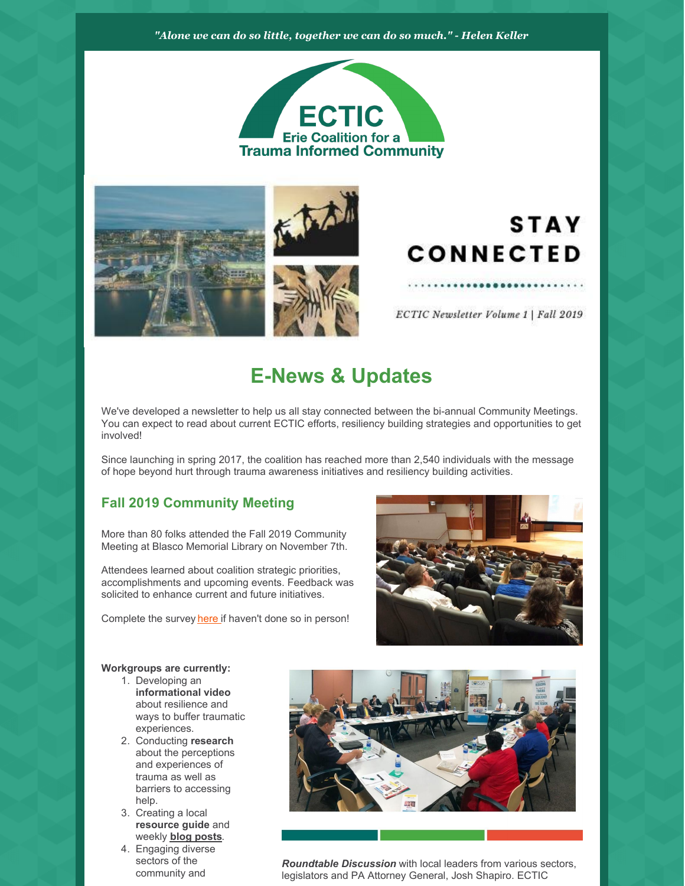*"Alone we can do so little, together we can do so much." - Helen Keller*

ECTIC
Erie Coalition for a Trauma Informed Community

STAY CONNECTED

*ECTIC Newsletter Volume 1 | Fall 2019*

# E-News & Updates

We've developed a newsletter to help us all stay connected between the bi-annual Community Meetings. You can expect to read about current ECTIC efforts, resiliency building strategies and opportunities to get involved!

Since launching in spring 2017, the coalition has reached more than 2,540 individuals with the message of hope beyond hurt through trauma awareness initiatives and resiliency building activities.

## Fall 2019 Community Meeting

More than 80 folks attended the Fall 2019 Community Meeting at Blasco Memorial Library on November 7th.

Attendees learned about coalition strategic priorities, accomplishments and upcoming events. Feedback was solicited to enhance current and future initiatives.

Complete the survey here if haven't done so in person!

**Workgroups are currently:**

1. Developing an **informational video** about resilience and ways to buffer traumatic experiences.
2. Conducting **research** about the perceptions and experiences of trauma as well as barriers to accessing help.
3. Creating a local **resource guide** and weekly **blog posts**.
4. Engaging diverse sectors of the community and

***Roundtable Discussion*** with local leaders from various sectors, legislators and PA Attorney General, Josh Shapiro. ECTIC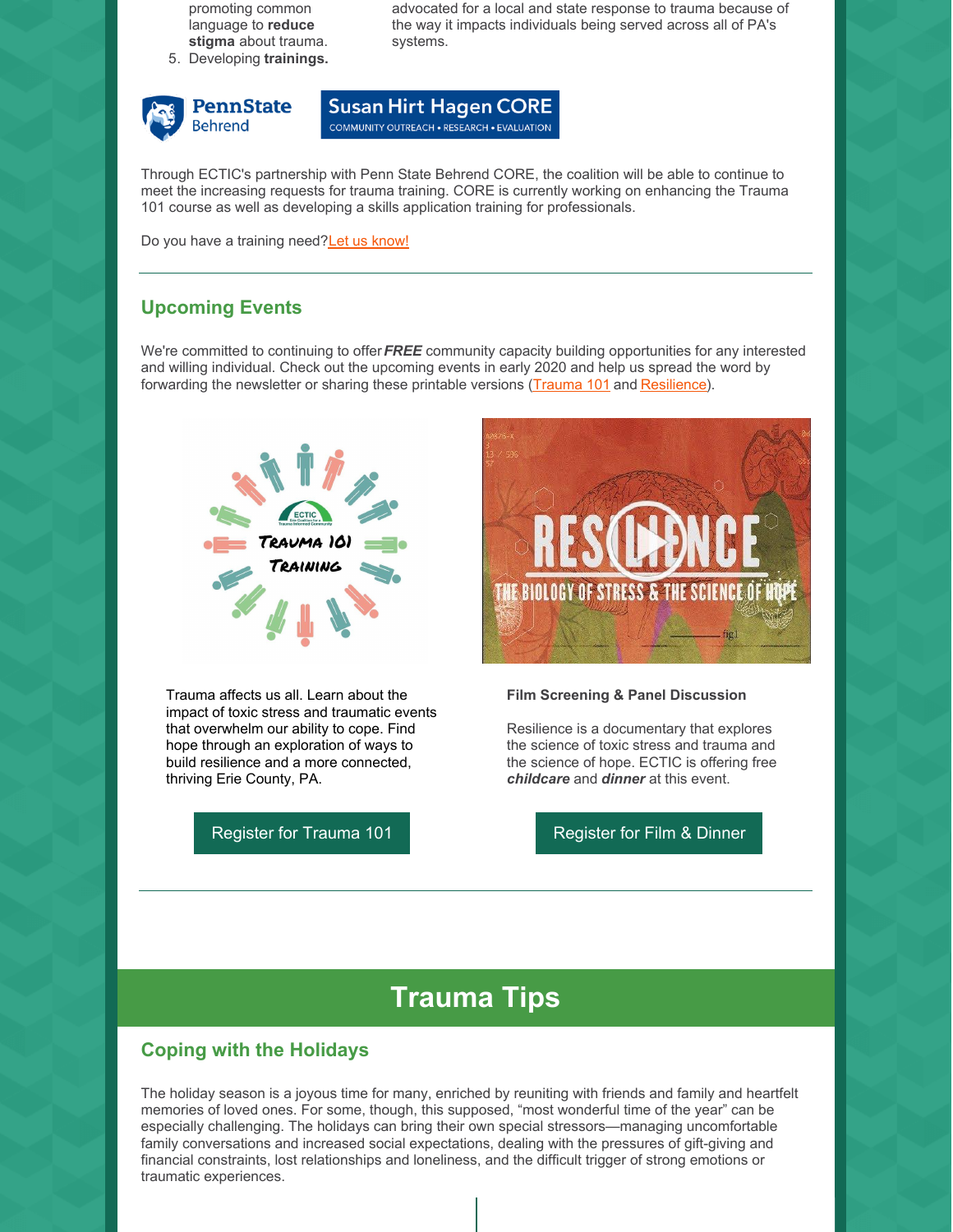promoting common language to **reduce stigma** about trauma.

5. Developing **trainings.**

advocated for a local and state response to trauma because of the way it impacts individuals being served across all of PA's systems.

PennState Behrend

Susan Hirt Hagen CORE
COMMUNITY OUTREACH • RESEARCH • EVALUATION

Through ECTIC's partnership with Penn State Behrend CORE, the coalition will be able to continue to meet the increasing requests for trauma training. CORE is currently working on enhancing the Trauma 101 course as well as developing a skills application training for professionals.

Do you have a training need?Let us know!

## Upcoming Events

We're committed to continuing to offer ***FREE*** community capacity building opportunities for any interested and willing individual. Check out the upcoming events in early 2020 and help us spread the word by forwarding the newsletter or sharing these printable versions (Trauma 101 and Resilience).

Trauma affects us all. Learn about the impact of toxic stress and traumatic events that overwhelm our ability to cope. Find hope through an exploration of ways to build resilience and a more connected, thriving Erie County, PA.

Register for Trauma 101

**Film Screening & Panel Discussion**

Resilience is a documentary that explores the science of toxic stress and trauma and the science of hope. ECTIC is offering free ***childcare*** and ***dinner*** at this event.

Register for Film & Dinner

# Trauma Tips

## Coping with the Holidays

The holiday season is a joyous time for many, enriched by reuniting with friends and family and heartfelt memories of loved ones. For some, though, this supposed, "most wonderful time of the year" can be especially challenging. The holidays can bring their own special stressors—managing uncomfortable family conversations and increased social expectations, dealing with the pressures of gift-giving and financial constraints, lost relationships and loneliness, and the difficult trigger of strong emotions or traumatic experiences.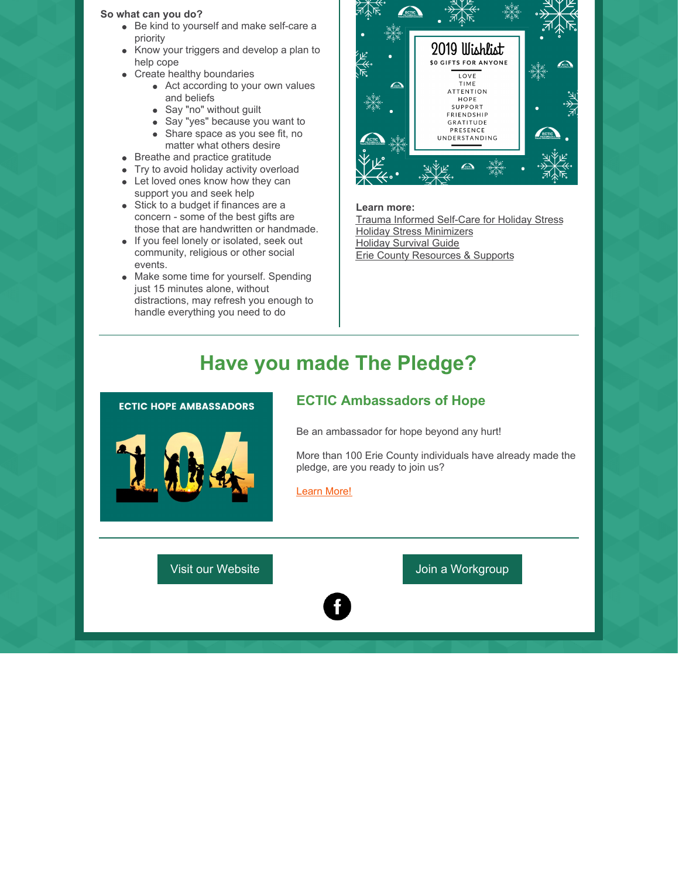**So what can you do?**

- Be kind to yourself and make self-care a priority
- Know your triggers and develop a plan to help cope
- Create healthy boundaries
  - Act according to your own values and beliefs
  - Say "no" without guilt
  - Say "yes" because you want to
  - Share space as you see fit, no matter what others desire
- Breathe and practice gratitude
- Try to avoid holiday activity overload
- Let loved ones know how they can support you and seek help
- Stick to a budget if finances are a concern - some of the best gifts are those that are handwritten or handmade.
- If you feel lonely or isolated, seek out community, religious or other social events.
- Make some time for yourself. Spending just 15 minutes alone, without distractions, may refresh you enough to handle everything you need to do

2019 Wishlist

$0 GIFTS FOR ANYONE

LOVE
TIME
ATTENTION
HOPE
SUPPORT
FRIENDSHIP
GRATITUDE
PRESENCE
UNDERSTANDING

**Learn more:**

Trauma Informed Self-Care for Holiday Stress
Holiday Stress Minimizers
Holiday Survival Guide
Erie County Resources & Supports

---

## Have you made The Pledge?

ECTIC HOPE AMBASSADORS

104

### ECTIC Ambassadors of Hope

Be an ambassador for hope beyond any hurt!

More than 100 Erie County individuals have already made the pledge, are you ready to join us?

Learn More!

---

Visit our Website

Join a Workgroup